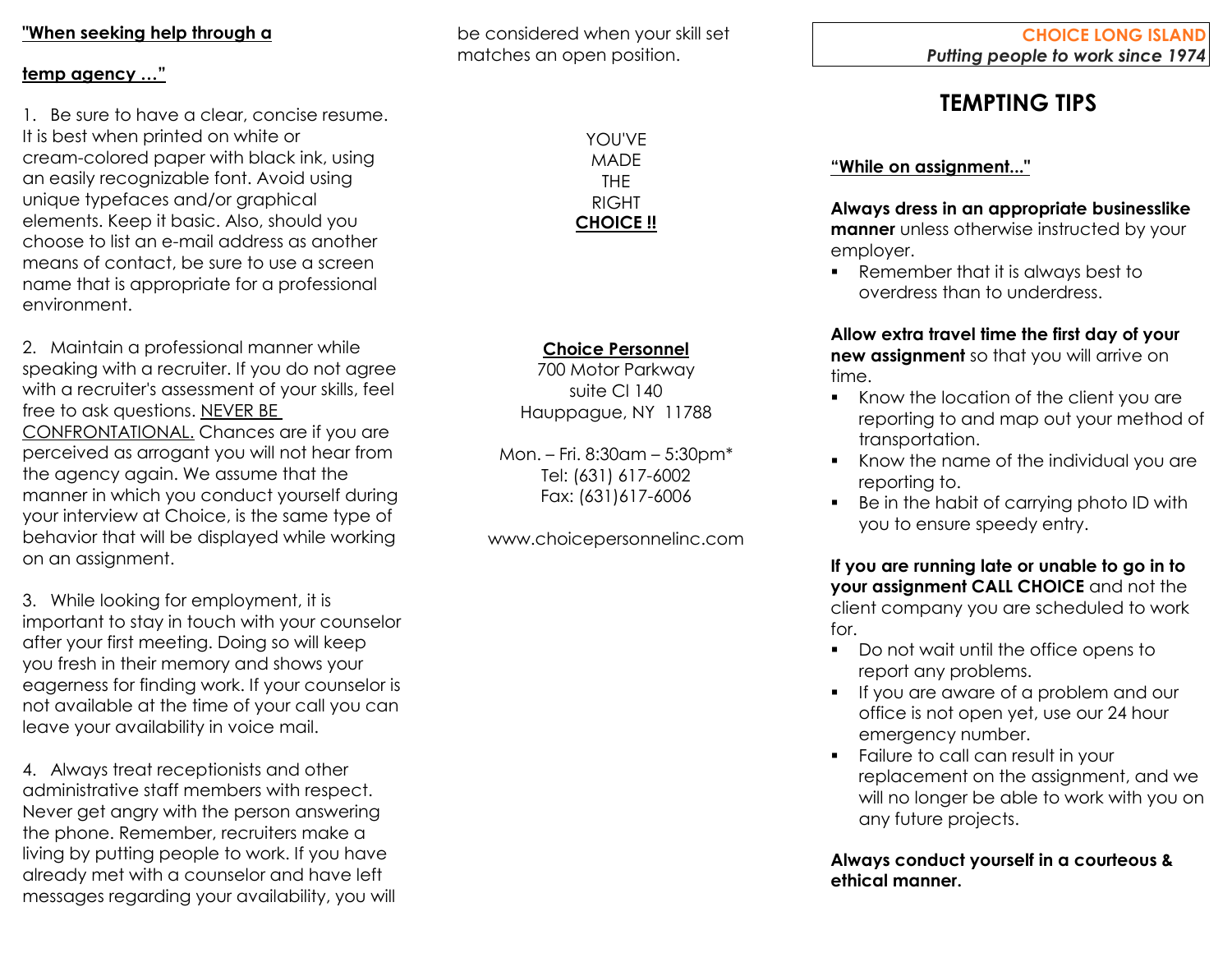**"When seeking help through a temp agency …"**

1. Be sure to have a clear, concise resume. It is best when printed on white or cream-colored paper with black ink, using an easily recognizable font. Avoid using unique typefaces and/or graphical elements. Keep it basic. Also, should you choose to list an e-mail address as another means of contact, be sure to use a screen name that is appropriate for a professional environment.

2. Maintain a professional manner while speaking with a recruiter. If you do not agree with a recruiter's assessment of your skills, feel free to ask questions. NEVER BE CONFRONTATIONAL. Chances are if you are perceived as arrogant you will not hear from the agency again. We assume that the manner in which you conduct yourself during your interview at Choice, is the same type of behavior that will be displayed while working on an assignment.

3. While looking for employment, it is important to stay in touch with your counselor after your first meeting. Doing so will keep you fresh in their memory and shows your eagerness for finding work. If your counselor is not available at the time of your call you can leave your availability in voice mail.

4. Always treat receptionists and other administrative staff members with respect. Never get angry with the person answering the phone. Remember, recruiters make a living by putting people to work. If you have already met with a counselor and have left messages regarding your availability, you will be considered when your skill set matches an open position.

YOU'VE
MADE
THE
RIGHT
**CHOICE !!**

**Choice Personnel**
700 Motor Parkway
suite Cl 140
Hauppague, NY 11788

Mon. – Fri. 8:30am – 5:30pm*
Tel: (631) 617-6002
Fax: (631)617-6006

www.choicepersonnelinc.com

**CHOICE LONG ISLAND**
*Putting people to work since 1974*

# TEMPTING TIPS

**"While on assignment..."**

**Always dress in an appropriate businesslike manner** unless otherwise instructed by your employer.

- Remember that it is always best to overdress than to underdress.

**Allow extra travel time the first day of your new assignment** so that you will arrive on time.

- Know the location of the client you are reporting to and map out your method of transportation.
- Know the name of the individual you are reporting to.
- Be in the habit of carrying photo ID with you to ensure speedy entry.

**If you are running late or unable to go in to your assignment CALL CHOICE** and not the client company you are scheduled to work for.

- Do not wait until the office opens to report any problems.
- If you are aware of a problem and our office is not open yet, use our 24 hour emergency number.
- Failure to call can result in your replacement on the assignment, and we will no longer be able to work with you on any future projects.

**Always conduct yourself in a courteous & ethical manner.**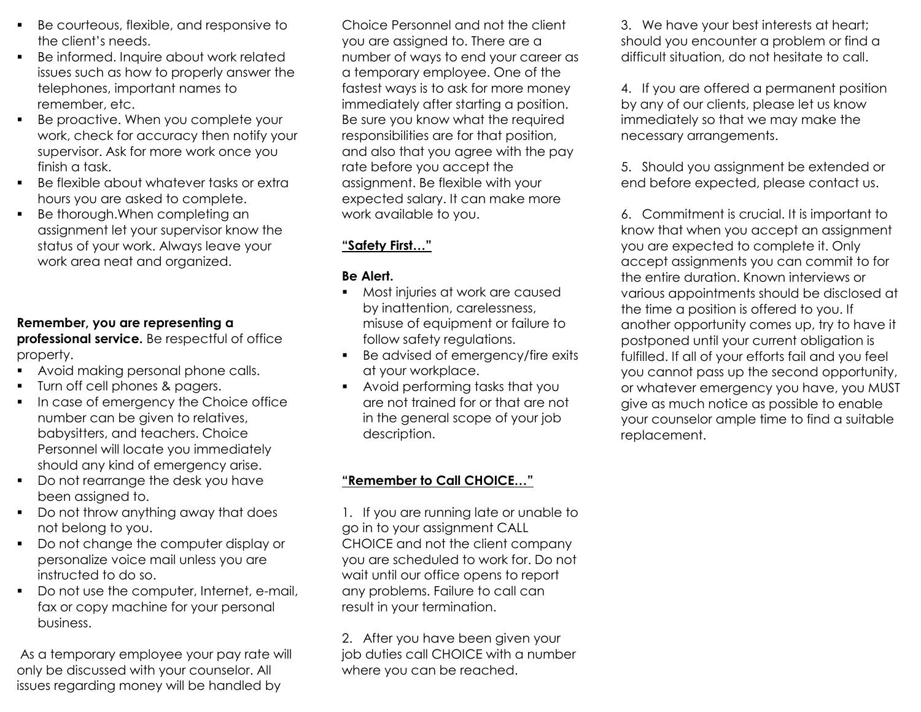- Be courteous, flexible, and responsive to the client's needs.
- Be informed. Inquire about work related issues such as how to properly answer the telephones, important names to remember, etc.
- Be proactive. When you complete your work, check for accuracy then notify your supervisor. Ask for more work once you finish a task.
- Be flexible about whatever tasks or extra hours you are asked to complete.
- Be thorough.When completing an assignment let your supervisor know the status of your work. Always leave your work area neat and organized.

**Remember, you are representing a professional service.** Be respectful of office property.

- Avoid making personal phone calls.
- Turn off cell phones & pagers.
- In case of emergency the Choice office number can be given to relatives, babysitters, and teachers. Choice Personnel will locate you immediately should any kind of emergency arise.
- Do not rearrange the desk you have been assigned to.
- Do not throw anything away that does not belong to you.
- Do not change the computer display or personalize voice mail unless you are instructed to do so.
- Do not use the computer, Internet, e-mail, fax or copy machine for your personal business.

As a temporary employee your pay rate will only be discussed with your counselor. All issues regarding money will be handled by Choice Personnel and not the client you are assigned to. There are a number of ways to end your career as a temporary employee. One of the fastest ways is to ask for more money immediately after starting a position. Be sure you know what the required responsibilities are for that position, and also that you agree with the pay rate before you accept the assignment. Be flexible with your expected salary. It can make more work available to you.

**"Safety First…"**

**Be Alert.**

- Most injuries at work are caused by inattention, carelessness, misuse of equipment or failure to follow safety regulations.
- Be advised of emergency/fire exits at your workplace.
- Avoid performing tasks that you are not trained for or that are not in the general scope of your job description.

**"Remember to Call CHOICE…"**

1. If you are running late or unable to go in to your assignment CALL CHOICE and not the client company you are scheduled to work for. Do not wait until our office opens to report any problems. Failure to call can result in your termination.

2. After you have been given your job duties call CHOICE with a number where you can be reached.

3. We have your best interests at heart; should you encounter a problem or find a difficult situation, do not hesitate to call.

4. If you are offered a permanent position by any of our clients, please let us know immediately so that we may make the necessary arrangements.

5. Should you assignment be extended or end before expected, please contact us.

6. Commitment is crucial. It is important to know that when you accept an assignment you are expected to complete it. Only accept assignments you can commit to for the entire duration. Known interviews or various appointments should be disclosed at the time a position is offered to you. If another opportunity comes up, try to have it postponed until your current obligation is fulfilled. If all of your efforts fail and you feel you cannot pass up the second opportunity, or whatever emergency you have, you MUST give as much notice as possible to enable your counselor ample time to find a suitable replacement.